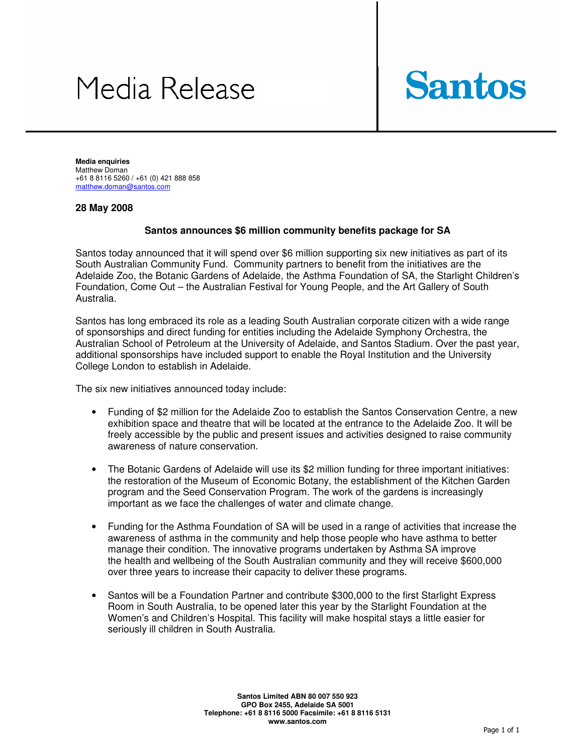# Media Release

**Santos**

**Media enquiries**
Matthew Doman
+61 8 8116 5260 / +61 (0) 421 888 858
matthew.doman@santos.com

**28 May 2008**

## Santos announces $6 million community benefits package for SA

Santos today announced that it will spend over $6 million supporting six new initiatives as part of its South Australian Community Fund. Community partners to benefit from the initiatives are the Adelaide Zoo, the Botanic Gardens of Adelaide, the Asthma Foundation of SA, the Starlight Children's Foundation, Come Out – the Australian Festival for Young People, and the Art Gallery of South Australia.

Santos has long embraced its role as a leading South Australian corporate citizen with a wide range of sponsorships and direct funding for entities including the Adelaide Symphony Orchestra, the Australian School of Petroleum at the University of Adelaide, and Santos Stadium. Over the past year, additional sponsorships have included support to enable the Royal Institution and the University College London to establish in Adelaide.

The six new initiatives announced today include:

- Funding of $2 million for the Adelaide Zoo to establish the Santos Conservation Centre, a new exhibition space and theatre that will be located at the entrance to the Adelaide Zoo. It will be freely accessible by the public and present issues and activities designed to raise community awareness of nature conservation.

- The Botanic Gardens of Adelaide will use its $2 million funding for three important initiatives: the restoration of the Museum of Economic Botany, the establishment of the Kitchen Garden program and the Seed Conservation Program. The work of the gardens is increasingly important as we face the challenges of water and climate change.

- Funding for the Asthma Foundation of SA will be used in a range of activities that increase the awareness of asthma in the community and help those people who have asthma to better manage their condition. The innovative programs undertaken by Asthma SA improve the health and wellbeing of the South Australian community and they will receive $600,000 over three years to increase their capacity to deliver these programs.

- Santos will be a Foundation Partner and contribute $300,000 to the first Starlight Express Room in South Australia, to be opened later this year by the Starlight Foundation at the Women's and Children's Hospital. This facility will make hospital stays a little easier for seriously ill children in South Australia.

**Santos Limited ABN 80 007 550 923**
**GPO Box 2455, Adelaide SA 5001**
**Telephone: +61 8 8116 5000 Facsimile: +61 8 8116 5131**
**www.santos.com**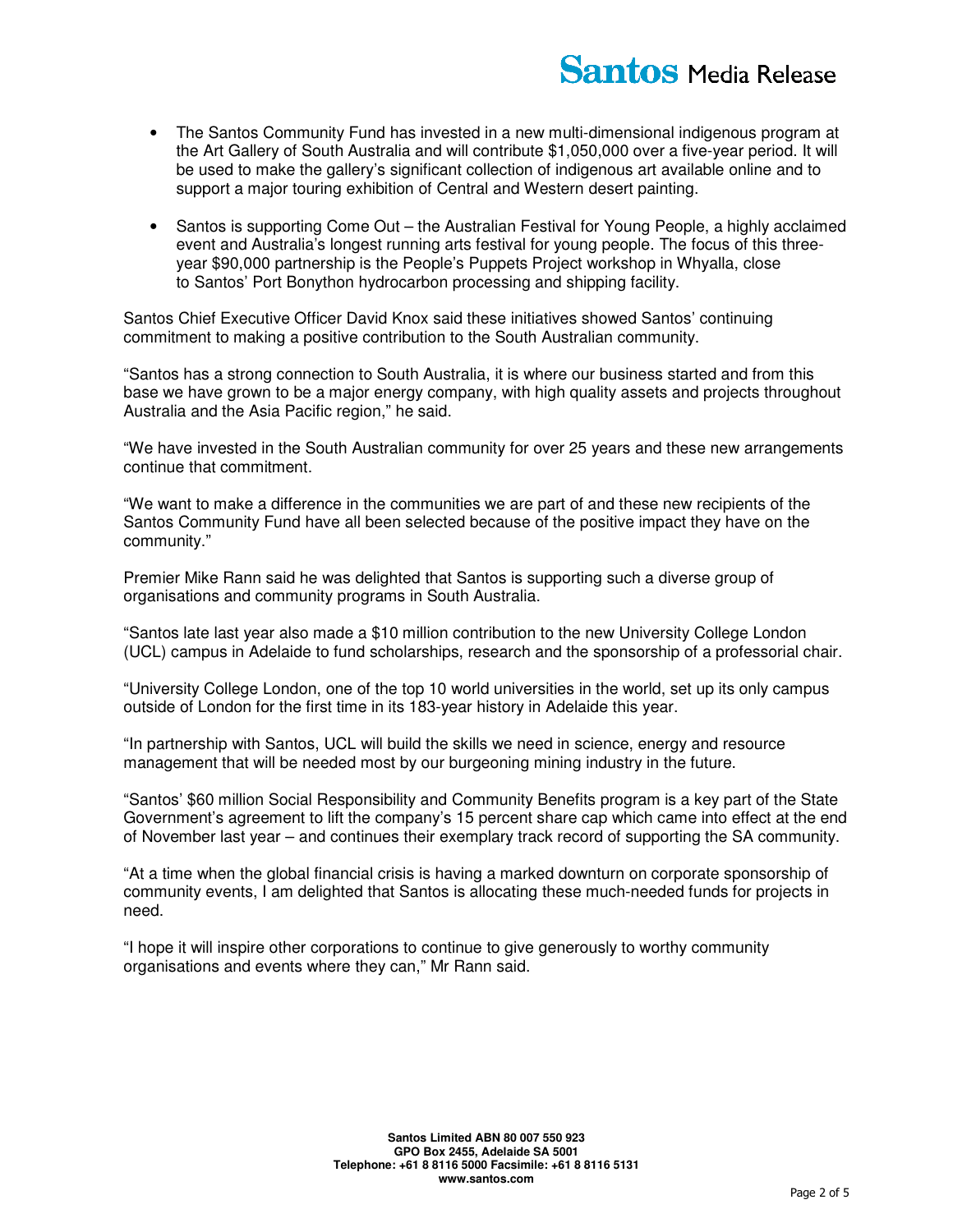- The Santos Community Fund has invested in a new multi-dimensional indigenous program at the Art Gallery of South Australia and will contribute $1,050,000 over a five-year period. It will be used to make the gallery's significant collection of indigenous art available online and to support a major touring exhibition of Central and Western desert painting.

- Santos is supporting Come Out – the Australian Festival for Young People, a highly acclaimed event and Australia's longest running arts festival for young people. The focus of this three-year $90,000 partnership is the People's Puppets Project workshop in Whyalla, close to Santos' Port Bonython hydrocarbon processing and shipping facility.

Santos Chief Executive Officer David Knox said these initiatives showed Santos' continuing commitment to making a positive contribution to the South Australian community.

"Santos has a strong connection to South Australia, it is where our business started and from this base we have grown to be a major energy company, with high quality assets and projects throughout Australia and the Asia Pacific region," he said.

"We have invested in the South Australian community for over 25 years and these new arrangements continue that commitment.

"We want to make a difference in the communities we are part of and these new recipients of the Santos Community Fund have all been selected because of the positive impact they have on the community."

Premier Mike Rann said he was delighted that Santos is supporting such a diverse group of organisations and community programs in South Australia.

"Santos late last year also made a $10 million contribution to the new University College London (UCL) campus in Adelaide to fund scholarships, research and the sponsorship of a professorial chair.

"University College London, one of the top 10 world universities in the world, set up its only campus outside of London for the first time in its 183-year history in Adelaide this year.

"In partnership with Santos, UCL will build the skills we need in science, energy and resource management that will be needed most by our burgeoning mining industry in the future.

"Santos' $60 million Social Responsibility and Community Benefits program is a key part of the State Government's agreement to lift the company's 15 percent share cap which came into effect at the end of November last year – and continues their exemplary track record of supporting the SA community.

"At a time when the global financial crisis is having a marked downturn on corporate sponsorship of community events, I am delighted that Santos is allocating these much-needed funds for projects in need.

"I hope it will inspire other corporations to continue to give generously to worthy community organisations and events where they can," Mr Rann said.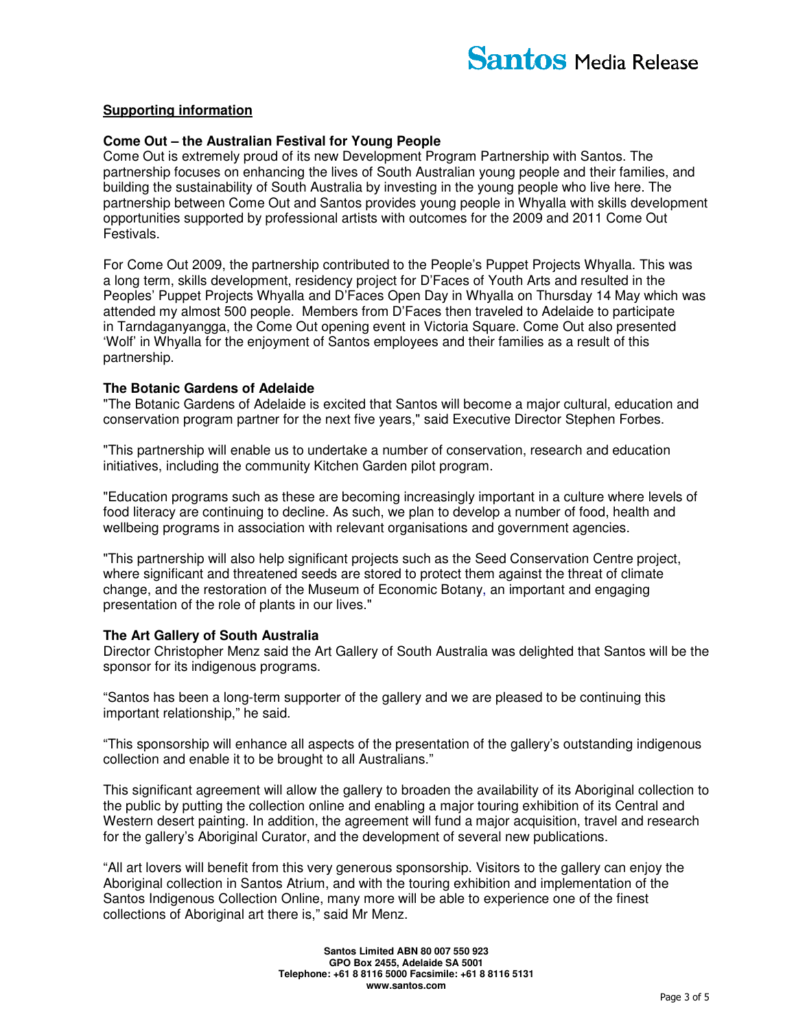**Supporting information**

**Come Out – the Australian Festival for Young People**
Come Out is extremely proud of its new Development Program Partnership with Santos. The partnership focuses on enhancing the lives of South Australian young people and their families, and building the sustainability of South Australia by investing in the young people who live here. The partnership between Come Out and Santos provides young people in Whyalla with skills development opportunities supported by professional artists with outcomes for the 2009 and 2011 Come Out Festivals.

For Come Out 2009, the partnership contributed to the People's Puppet Projects Whyalla. This was a long term, skills development, residency project for D'Faces of Youth Arts and resulted in the Peoples' Puppet Projects Whyalla and D'Faces Open Day in Whyalla on Thursday 14 May which was attended my almost 500 people. Members from D'Faces then traveled to Adelaide to participate in Tarndaganyangga, the Come Out opening event in Victoria Square. Come Out also presented 'Wolf' in Whyalla for the enjoyment of Santos employees and their families as a result of this partnership.

**The Botanic Gardens of Adelaide**
"The Botanic Gardens of Adelaide is excited that Santos will become a major cultural, education and conservation program partner for the next five years," said Executive Director Stephen Forbes.

"This partnership will enable us to undertake a number of conservation, research and education initiatives, including the community Kitchen Garden pilot program.

"Education programs such as these are becoming increasingly important in a culture where levels of food literacy are continuing to decline. As such, we plan to develop a number of food, health and wellbeing programs in association with relevant organisations and government agencies.

"This partnership will also help significant projects such as the Seed Conservation Centre project, where significant and threatened seeds are stored to protect them against the threat of climate change, and the restoration of the Museum of Economic Botany, an important and engaging presentation of the role of plants in our lives."

**The Art Gallery of South Australia**
Director Christopher Menz said the Art Gallery of South Australia was delighted that Santos will be the sponsor for its indigenous programs.

"Santos has been a long-term supporter of the gallery and we are pleased to be continuing this important relationship," he said.

"This sponsorship will enhance all aspects of the presentation of the gallery's outstanding indigenous collection and enable it to be brought to all Australians."

This significant agreement will allow the gallery to broaden the availability of its Aboriginal collection to the public by putting the collection online and enabling a major touring exhibition of its Central and Western desert painting. In addition, the agreement will fund a major acquisition, travel and research for the gallery's Aboriginal Curator, and the development of several new publications.

"All art lovers will benefit from this very generous sponsorship. Visitors to the gallery can enjoy the Aboriginal collection in Santos Atrium, and with the touring exhibition and implementation of the Santos Indigenous Collection Online, many more will be able to experience one of the finest collections of Aboriginal art there is," said Mr Menz.

Santos Limited ABN 80 007 550 923
GPO Box 2455, Adelaide SA 5001
Telephone: +61 8 8116 5000 Facsimile: +61 8 8116 5131
www.santos.com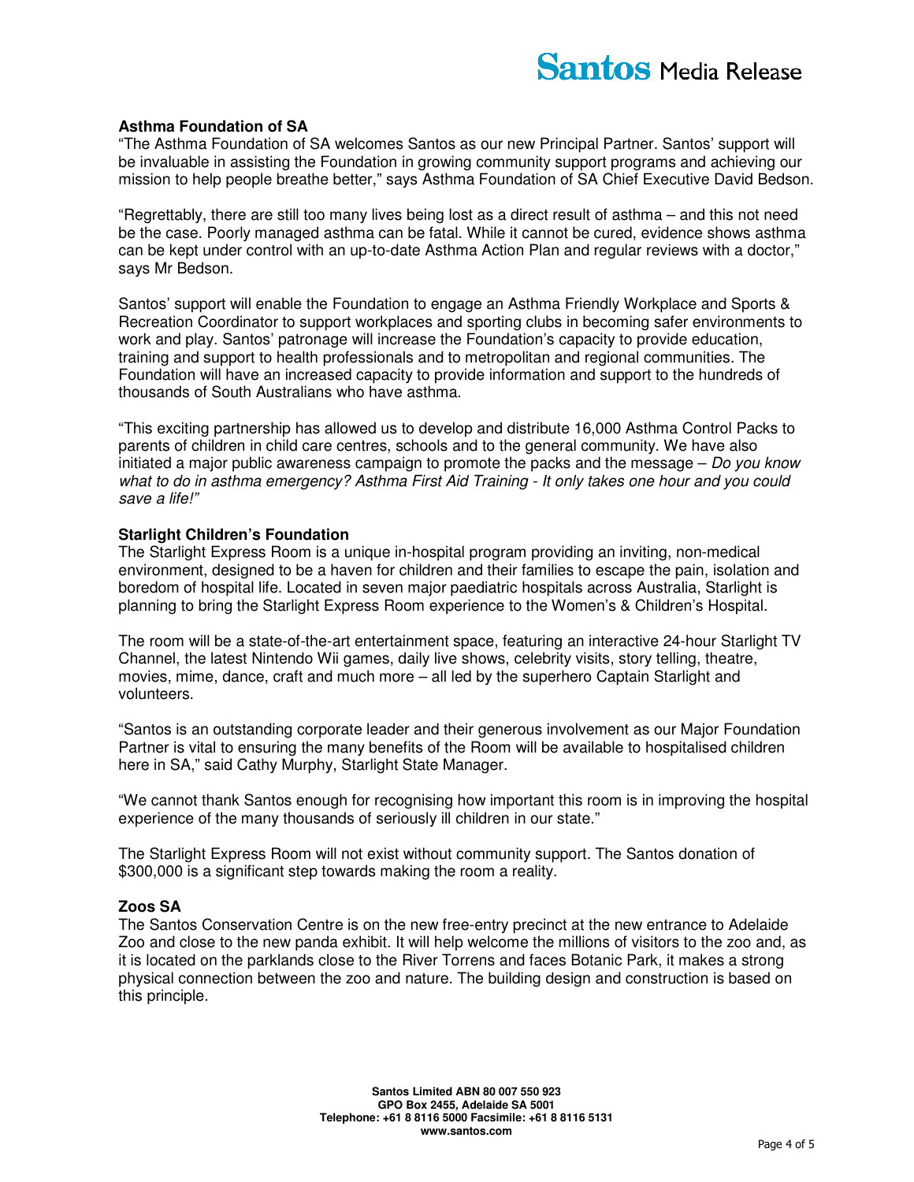**Asthma Foundation of SA**

"The Asthma Foundation of SA welcomes Santos as our new Principal Partner. Santos' support will be invaluable in assisting the Foundation in growing community support programs and achieving our mission to help people breathe better," says Asthma Foundation of SA Chief Executive David Bedson.

"Regrettably, there are still too many lives being lost as a direct result of asthma – and this not need be the case. Poorly managed asthma can be fatal. While it cannot be cured, evidence shows asthma can be kept under control with an up-to-date Asthma Action Plan and regular reviews with a doctor," says Mr Bedson.

Santos' support will enable the Foundation to engage an Asthma Friendly Workplace and Sports & Recreation Coordinator to support workplaces and sporting clubs in becoming safer environments to work and play. Santos' patronage will increase the Foundation's capacity to provide education, training and support to health professionals and to metropolitan and regional communities. The Foundation will have an increased capacity to provide information and support to the hundreds of thousands of South Australians who have asthma.

"This exciting partnership has allowed us to develop and distribute 16,000 Asthma Control Packs to parents of children in child care centres, schools and to the general community. We have also initiated a major public awareness campaign to promote the packs and the message – *Do you know what to do in asthma emergency? Asthma First Aid Training - It only takes one hour and you could save a life!"*

**Starlight Children's Foundation**

The Starlight Express Room is a unique in-hospital program providing an inviting, non-medical environment, designed to be a haven for children and their families to escape the pain, isolation and boredom of hospital life. Located in seven major paediatric hospitals across Australia, Starlight is planning to bring the Starlight Express Room experience to the Women's & Children's Hospital.

The room will be a state-of-the-art entertainment space, featuring an interactive 24-hour Starlight TV Channel, the latest Nintendo Wii games, daily live shows, celebrity visits, story telling, theatre, movies, mime, dance, craft and much more – all led by the superhero Captain Starlight and volunteers.

"Santos is an outstanding corporate leader and their generous involvement as our Major Foundation Partner is vital to ensuring the many benefits of the Room will be available to hospitalised children here in SA," said Cathy Murphy, Starlight State Manager.

"We cannot thank Santos enough for recognising how important this room is in improving the hospital experience of the many thousands of seriously ill children in our state."

The Starlight Express Room will not exist without community support. The Santos donation of $300,000 is a significant step towards making the room a reality.

**Zoos SA**

The Santos Conservation Centre is on the new free-entry precinct at the new entrance to Adelaide Zoo and close to the new panda exhibit. It will help welcome the millions of visitors to the zoo and, as it is located on the parklands close to the River Torrens and faces Botanic Park, it makes a strong physical connection between the zoo and nature. The building design and construction is based on this principle.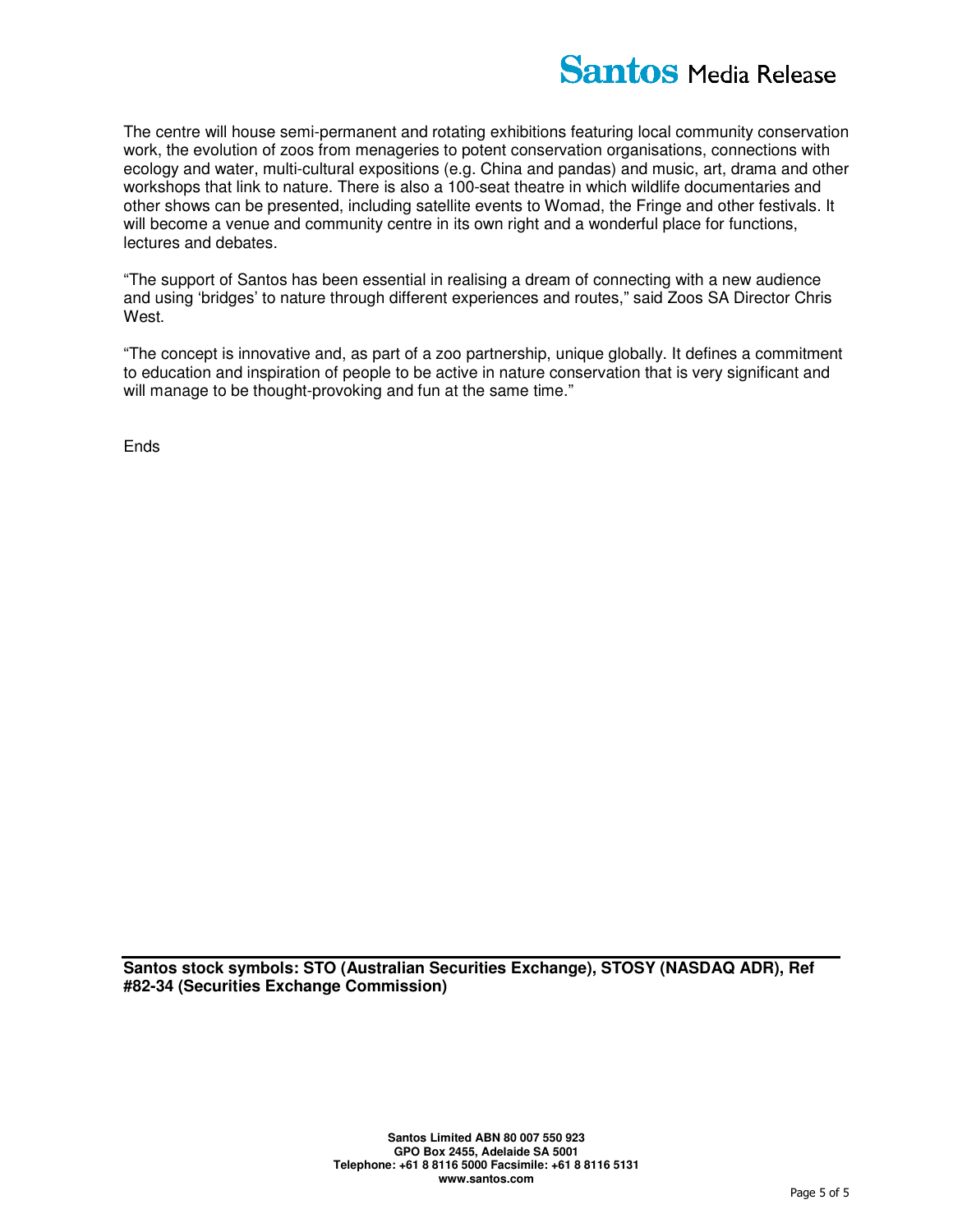The centre will house semi-permanent and rotating exhibitions featuring local community conservation work, the evolution of zoos from menageries to potent conservation organisations, connections with ecology and water, multi-cultural expositions (e.g. China and pandas) and music, art, drama and other workshops that link to nature. There is also a 100-seat theatre in which wildlife documentaries and other shows can be presented, including satellite events to Womad, the Fringe and other festivals. It will become a venue and community centre in its own right and a wonderful place for functions, lectures and debates.

"The support of Santos has been essential in realising a dream of connecting with a new audience and using 'bridges' to nature through different experiences and routes," said Zoos SA Director Chris West.

"The concept is innovative and, as part of a zoo partnership, unique globally. It defines a commitment to education and inspiration of people to be active in nature conservation that is very significant and will manage to be thought-provoking and fun at the same time."

Ends

**Santos stock symbols: STO (Australian Securities Exchange), STOSY (NASDAQ ADR), Ref #82-34 (Securities Exchange Commission)**

**Santos Limited ABN 80 007 550 923**
**GPO Box 2455, Adelaide SA 5001**
**Telephone: +61 8 8116 5000 Facsimile: +61 8 8116 5131**
**www.santos.com**